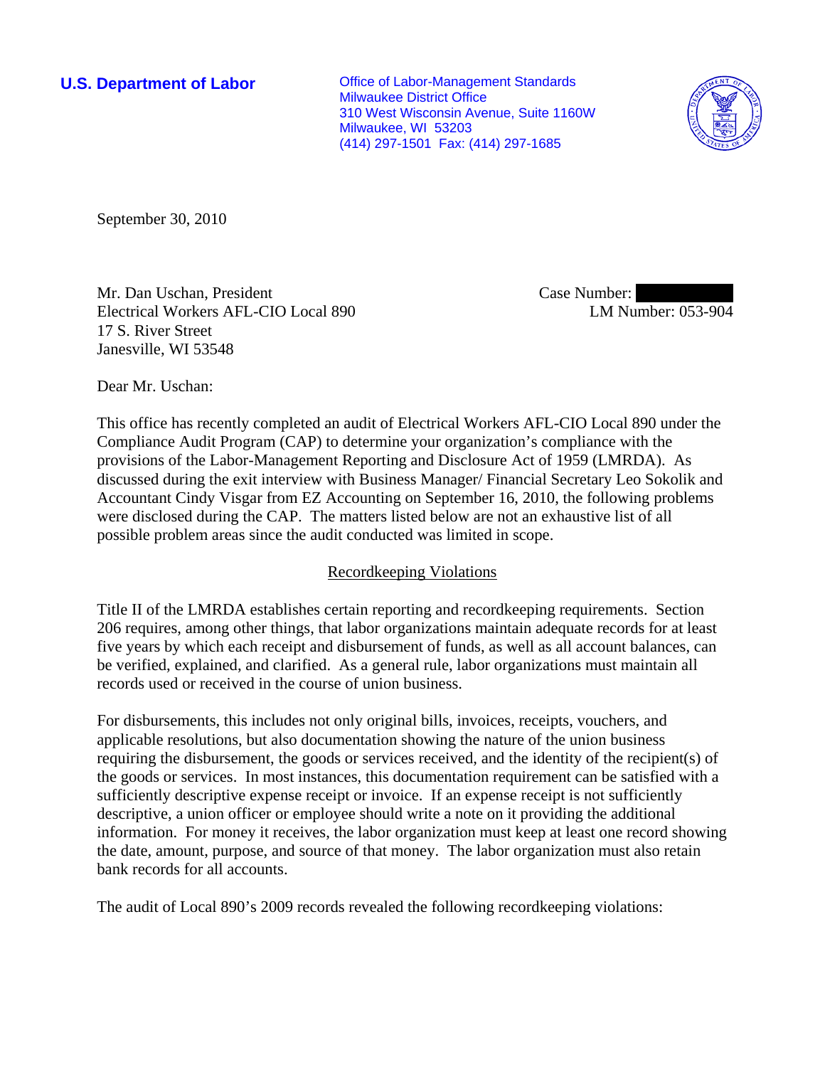**U.S. Department of Labor**

Office of Labor-Management Standards
Milwaukee District Office
310 West Wisconsin Avenue, Suite 1160W
Milwaukee, WI 53203
(414) 297-1501 Fax: (414) 297-1685

September 30, 2010

Mr. Dan Uschan, President
Electrical Workers AFL-CIO Local 890
17 S. River Street
Janesville, WI 53548

Case Number: [redacted]
LM Number: 053-904

Dear Mr. Uschan:

This office has recently completed an audit of Electrical Workers AFL-CIO Local 890 under the Compliance Audit Program (CAP) to determine your organization's compliance with the provisions of the Labor-Management Reporting and Disclosure Act of 1959 (LMRDA). As discussed during the exit interview with Business Manager/ Financial Secretary Leo Sokolik and Accountant Cindy Visgar from EZ Accounting on September 16, 2010, the following problems were disclosed during the CAP. The matters listed below are not an exhaustive list of all possible problem areas since the audit conducted was limited in scope.

## Recordkeeping Violations

Title II of the LMRDA establishes certain reporting and recordkeeping requirements. Section 206 requires, among other things, that labor organizations maintain adequate records for at least five years by which each receipt and disbursement of funds, as well as all account balances, can be verified, explained, and clarified. As a general rule, labor organizations must maintain all records used or received in the course of union business.

For disbursements, this includes not only original bills, invoices, receipts, vouchers, and applicable resolutions, but also documentation showing the nature of the union business requiring the disbursement, the goods or services received, and the identity of the recipient(s) of the goods or services. In most instances, this documentation requirement can be satisfied with a sufficiently descriptive expense receipt or invoice. If an expense receipt is not sufficiently descriptive, a union officer or employee should write a note on it providing the additional information. For money it receives, the labor organization must keep at least one record showing the date, amount, purpose, and source of that money. The labor organization must also retain bank records for all accounts.

The audit of Local 890's 2009 records revealed the following recordkeeping violations: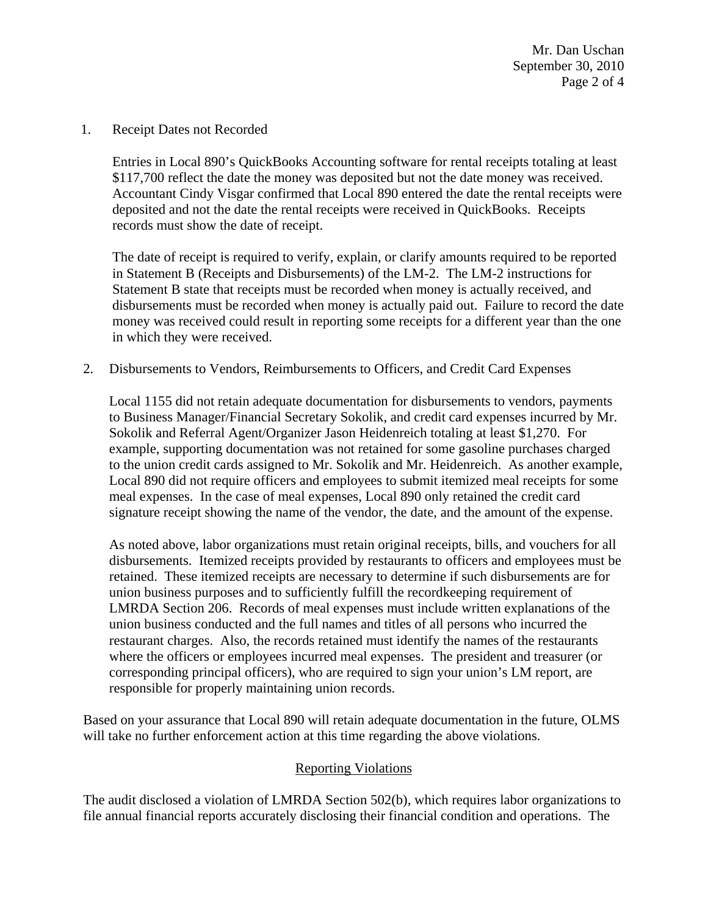1. Receipt Dates not Recorded

   Entries in Local 890's QuickBooks Accounting software for rental receipts totaling at least $117,700 reflect the date the money was deposited but not the date money was received. Accountant Cindy Visgar confirmed that Local 890 entered the date the rental receipts were deposited and not the date the rental receipts were received in QuickBooks. Receipts records must show the date of receipt.

   The date of receipt is required to verify, explain, or clarify amounts required to be reported in Statement B (Receipts and Disbursements) of the LM-2. The LM-2 instructions for Statement B state that receipts must be recorded when money is actually received, and disbursements must be recorded when money is actually paid out. Failure to record the date money was received could result in reporting some receipts for a different year than the one in which they were received.

2. Disbursements to Vendors, Reimbursements to Officers, and Credit Card Expenses

   Local 1155 did not retain adequate documentation for disbursements to vendors, payments to Business Manager/Financial Secretary Sokolik, and credit card expenses incurred by Mr. Sokolik and Referral Agent/Organizer Jason Heidenreich totaling at least $1,270. For example, supporting documentation was not retained for some gasoline purchases charged to the union credit cards assigned to Mr. Sokolik and Mr. Heidenreich. As another example, Local 890 did not require officers and employees to submit itemized meal receipts for some meal expenses. In the case of meal expenses, Local 890 only retained the credit card signature receipt showing the name of the vendor, the date, and the amount of the expense.

   As noted above, labor organizations must retain original receipts, bills, and vouchers for all disbursements. Itemized receipts provided by restaurants to officers and employees must be retained. These itemized receipts are necessary to determine if such disbursements are for union business purposes and to sufficiently fulfill the recordkeeping requirement of LMRDA Section 206. Records of meal expenses must include written explanations of the union business conducted and the full names and titles of all persons who incurred the restaurant charges. Also, the records retained must identify the names of the restaurants where the officers or employees incurred meal expenses. The president and treasurer (or corresponding principal officers), who are required to sign your union's LM report, are responsible for properly maintaining union records.

Based on your assurance that Local 890 will retain adequate documentation in the future, OLMS will take no further enforcement action at this time regarding the above violations.

## Reporting Violations

The audit disclosed a violation of LMRDA Section 502(b), which requires labor organizations to file annual financial reports accurately disclosing their financial condition and operations. The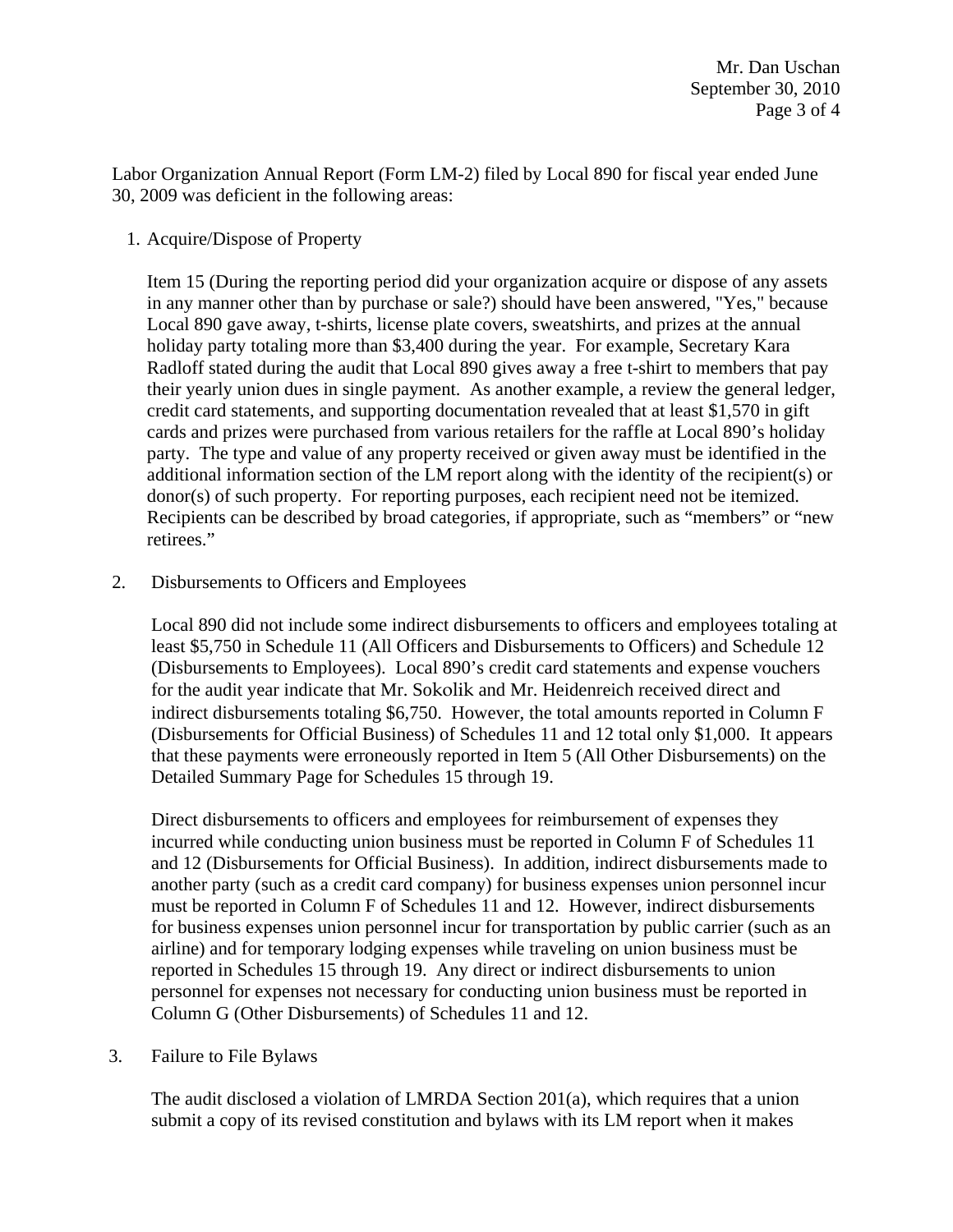Labor Organization Annual Report (Form LM-2) filed by Local 890 for fiscal year ended June 30, 2009 was deficient in the following areas:

1. Acquire/Dispose of Property

   Item 15 (During the reporting period did your organization acquire or dispose of any assets in any manner other than by purchase or sale?) should have been answered, "Yes," because Local 890 gave away, t-shirts, license plate covers, sweatshirts, and prizes at the annual holiday party totaling more than $3,400 during the year. For example, Secretary Kara Radloff stated during the audit that Local 890 gives away a free t-shirt to members that pay their yearly union dues in single payment. As another example, a review the general ledger, credit card statements, and supporting documentation revealed that at least $1,570 in gift cards and prizes were purchased from various retailers for the raffle at Local 890's holiday party. The type and value of any property received or given away must be identified in the additional information section of the LM report along with the identity of the recipient(s) or donor(s) of such property. For reporting purposes, each recipient need not be itemized. Recipients can be described by broad categories, if appropriate, such as "members" or "new retirees."

2. Disbursements to Officers and Employees

   Local 890 did not include some indirect disbursements to officers and employees totaling at least $5,750 in Schedule 11 (All Officers and Disbursements to Officers) and Schedule 12 (Disbursements to Employees). Local 890's credit card statements and expense vouchers for the audit year indicate that Mr. Sokolik and Mr. Heidenreich received direct and indirect disbursements totaling $6,750. However, the total amounts reported in Column F (Disbursements for Official Business) of Schedules 11 and 12 total only $1,000. It appears that these payments were erroneously reported in Item 5 (All Other Disbursements) on the Detailed Summary Page for Schedules 15 through 19.

   Direct disbursements to officers and employees for reimbursement of expenses they incurred while conducting union business must be reported in Column F of Schedules 11 and 12 (Disbursements for Official Business). In addition, indirect disbursements made to another party (such as a credit card company) for business expenses union personnel incur must be reported in Column F of Schedules 11 and 12. However, indirect disbursements for business expenses union personnel incur for transportation by public carrier (such as an airline) and for temporary lodging expenses while traveling on union business must be reported in Schedules 15 through 19. Any direct or indirect disbursements to union personnel for expenses not necessary for conducting union business must be reported in Column G (Other Disbursements) of Schedules 11 and 12.

3. Failure to File Bylaws

   The audit disclosed a violation of LMRDA Section 201(a), which requires that a union submit a copy of its revised constitution and bylaws with its LM report when it makes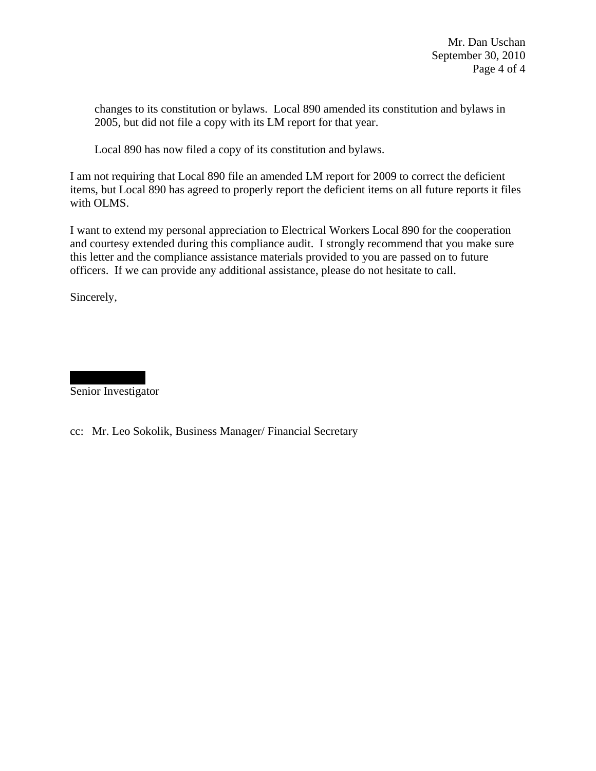changes to its constitution or bylaws. Local 890 amended its constitution and bylaws in 2005, but did not file a copy with its LM report for that year.

Local 890 has now filed a copy of its constitution and bylaws.

I am not requiring that Local 890 file an amended LM report for 2009 to correct the deficient items, but Local 890 has agreed to properly report the deficient items on all future reports it files with OLMS.

I want to extend my personal appreciation to Electrical Workers Local 890 for the cooperation and courtesy extended during this compliance audit. I strongly recommend that you make sure this letter and the compliance assistance materials provided to you are passed on to future officers. If we can provide any additional assistance, please do not hesitate to call.

Sincerely,

Senior Investigator

cc: Mr. Leo Sokolik, Business Manager/ Financial Secretary